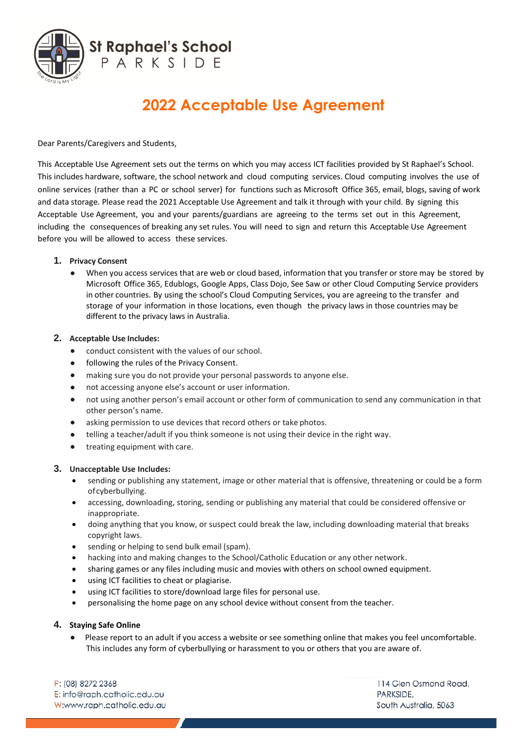# St Raphael's School PARKSIDE

## 2022 Acceptable Use Agreement

Dear Parents/Caregivers and Students,

This Acceptable Use Agreement sets out the terms on which you may access ICT facilities provided by St Raphael's School. This includes hardware, software, the school network and cloud computing services. Cloud computing involves the use of online services (rather than a PC or school server) for functions such as Microsoft Office 365, email, blogs, saving of work and data storage. Please read the 2021 Acceptable Use Agreement and talk it through with your child. By signing this Acceptable Use Agreement, you and your parents/guardians are agreeing to the terms set out in this Agreement, including the consequences of breaking any set rules. You will need to sign and return this Acceptable Use Agreement before you will be allowed to access these services.

1. **Privacy Consent**
   - When you access services that are web or cloud based, information that you transfer or store may be stored by Microsoft Office 365, Edublogs, Google Apps, Class Dojo, See Saw or other Cloud Computing Service providers in other countries. By using the school's Cloud Computing Services, you are agreeing to the transfer and storage of your information in those locations, even though the privacy laws in those countries may be different to the privacy laws in Australia.

2. **Acceptable Use Includes:**
   - conduct consistent with the values of our school.
   - following the rules of the Privacy Consent.
   - making sure you do not provide your personal passwords to anyone else.
   - not accessing anyone else's account or user information.
   - not using another person's email account or other form of communication to send any communication in that other person's name.
   - asking permission to use devices that record others or take photos.
   - telling a teacher/adult if you think someone is not using their device in the right way.
   - treating equipment with care.

3. **Unacceptable Use Includes:**
   - sending or publishing any statement, image or other material that is offensive, threatening or could be a form of cyberbullying.
   - accessing, downloading, storing, sending or publishing any material that could be considered offensive or inappropriate.
   - doing anything that you know, or suspect could break the law, including downloading material that breaks copyright laws.
   - sending or helping to send bulk email (spam).
   - hacking into and making changes to the School/Catholic Education or any other network.
   - sharing games or any files including music and movies with others on school owned equipment.
   - using ICT facilities to cheat or plagiarise.
   - using ICT facilities to store/download large files for personal use.
   - personalising the home page on any school device without consent from the teacher.

4. **Staying Safe Online**
   - Please report to an adult if you access a website or see something online that makes you feel uncomfortable. This includes any form of cyberbullying or harassment to you or others that you are aware of.

P: (08) 8272 2368
E: info@raph.catholic.edu.au
W:www.raph.catholic.edu.au

114 Glen Osmond Road,
PARKSIDE,
South Australia, 5063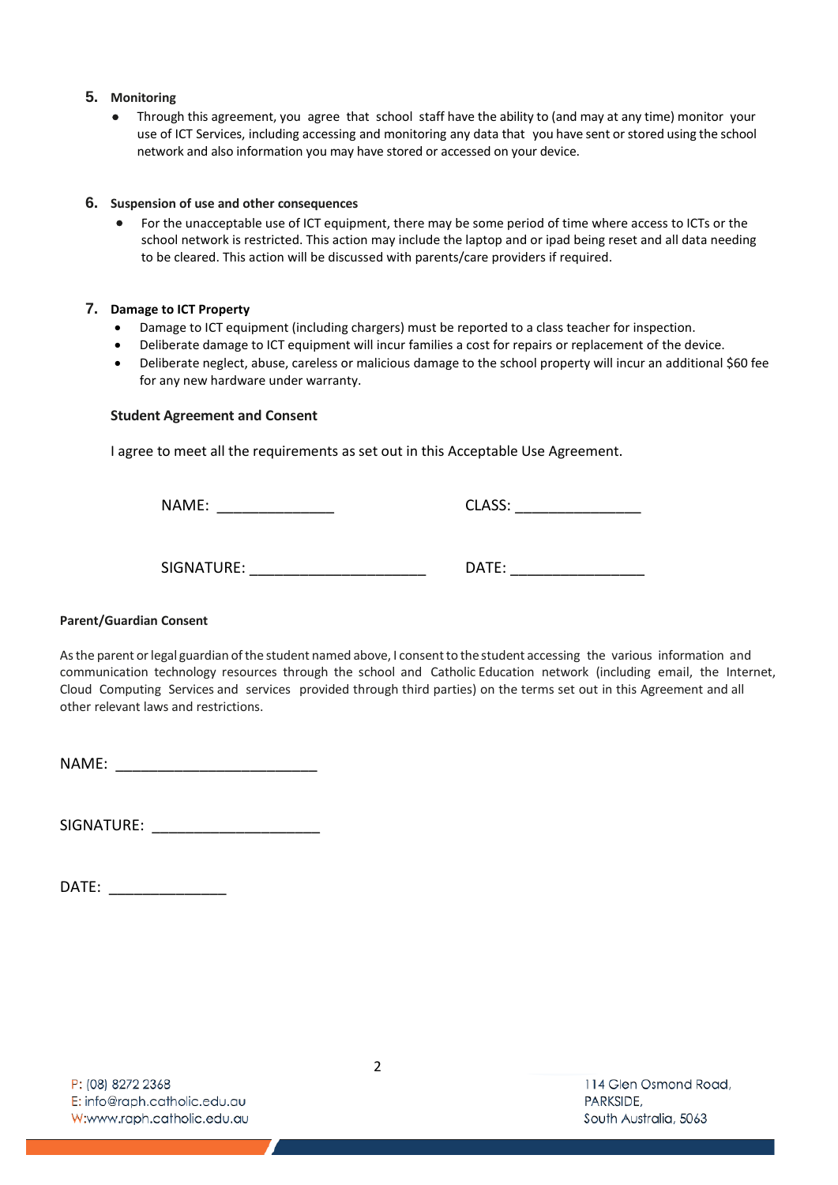5. **Monitoring**
   - Through this agreement, you agree that school staff have the ability to (and may at any time) monitor your use of ICT Services, including accessing and monitoring any data that you have sent or stored using the school network and also information you may have stored or accessed on your device.

6. **Suspension of use and other consequences**
   - For the unacceptable use of ICT equipment, there may be some period of time where access to ICTs or the school network is restricted. This action may include the laptop and or ipad being reset and all data needing to be cleared. This action will be discussed with parents/care providers if required.

7. **Damage to ICT Property**
   - Damage to ICT equipment (including chargers) must be reported to a class teacher for inspection.
   - Deliberate damage to ICT equipment will incur families a cost for repairs or replacement of the device.
   - Deliberate neglect, abuse, careless or malicious damage to the school property will incur an additional $60 fee for any new hardware under warranty.

**Student Agreement and Consent**

I agree to meet all the requirements as set out in this Acceptable Use Agreement.

NAME: ______________ CLASS: _______________

SIGNATURE: _____________________ DATE: ________________

**Parent/Guardian Consent**

As the parent or legal guardian of the student named above, I consent to the student accessing the various information and communication technology resources through the school and Catholic Education network (including email, the Internet, Cloud Computing Services and services provided through third parties) on the terms set out in this Agreement and all other relevant laws and restrictions.

NAME: ________________________

SIGNATURE: ____________________

DATE: ______________

P: (08) 8272 2368
E: info@raph.catholic.edu.au
W:www.raph.catholic.edu.au

114 Glen Osmond Road,
PARKSIDE,
South Australia, 5063